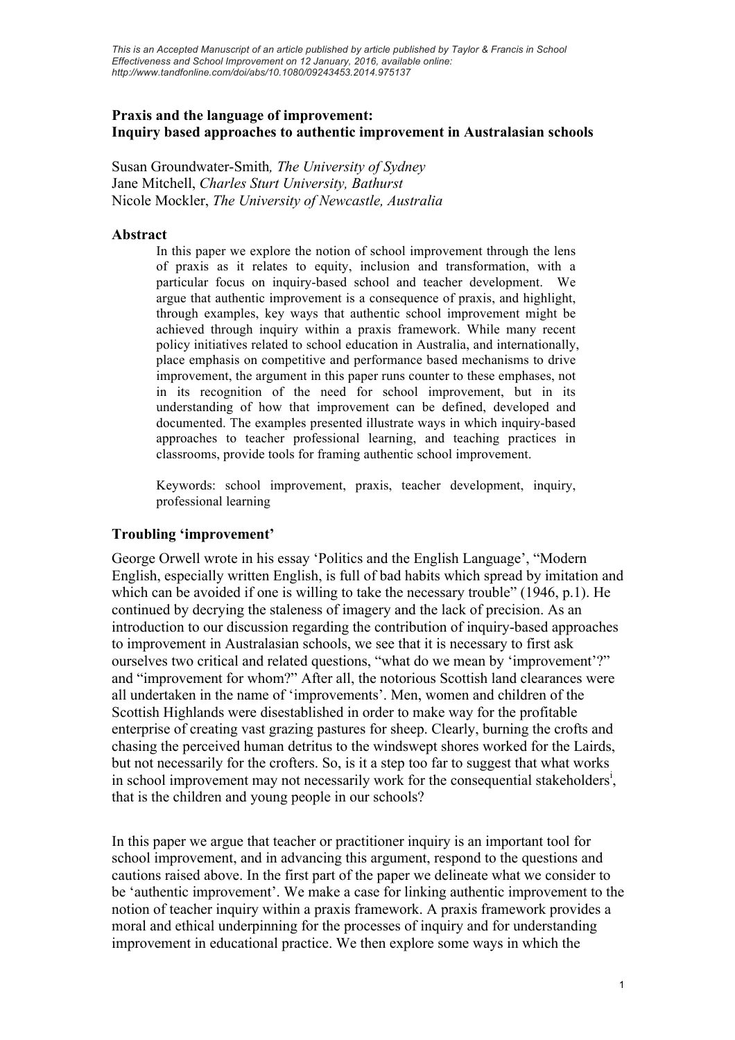*This is an Accepted Manuscript of an article published by article published by Taylor & Francis in School Effectiveness and School Improvement on 12 January, 2016, available online: http://www.tandfonline.com/doi/abs/10.1080/09243453.2014.975137*

# Praxis and the language of improvement: Inquiry based approaches to authentic improvement in Australasian schools

Susan Groundwater-Smith, *The University of Sydney*
Jane Mitchell, *Charles Sturt University, Bathurst*
Nicole Mockler, *The University of Newcastle, Australia*

## Abstract

In this paper we explore the notion of school improvement through the lens of praxis as it relates to equity, inclusion and transformation, with a particular focus on inquiry-based school and teacher development. We argue that authentic improvement is a consequence of praxis, and highlight, through examples, key ways that authentic school improvement might be achieved through inquiry within a praxis framework. While many recent policy initiatives related to school education in Australia, and internationally, place emphasis on competitive and performance based mechanisms to drive improvement, the argument in this paper runs counter to these emphases, not in its recognition of the need for school improvement, but in its understanding of how that improvement can be defined, developed and documented. The examples presented illustrate ways in which inquiry-based approaches to teacher professional learning, and teaching practices in classrooms, provide tools for framing authentic school improvement.

Keywords: school improvement, praxis, teacher development, inquiry, professional learning

## Troubling 'improvement'

George Orwell wrote in his essay 'Politics and the English Language', "Modern English, especially written English, is full of bad habits which spread by imitation and which can be avoided if one is willing to take the necessary trouble" (1946, p.1). He continued by decrying the staleness of imagery and the lack of precision. As an introduction to our discussion regarding the contribution of inquiry-based approaches to improvement in Australasian schools, we see that it is necessary to first ask ourselves two critical and related questions, "what do we mean by 'improvement'?" and "improvement for whom?" After all, the notorious Scottish land clearances were all undertaken in the name of 'improvements'. Men, women and children of the Scottish Highlands were disestablished in order to make way for the profitable enterprise of creating vast grazing pastures for sheep. Clearly, burning the crofts and chasing the perceived human detritus to the windswept shores worked for the Lairds, but not necessarily for the crofters. So, is it a step too far to suggest that what works in school improvement may not necessarily work for the consequential stakeholders[i], that is the children and young people in our schools?

In this paper we argue that teacher or practitioner inquiry is an important tool for school improvement, and in advancing this argument, respond to the questions and cautions raised above. In the first part of the paper we delineate what we consider to be 'authentic improvement'. We make a case for linking authentic improvement to the notion of teacher inquiry within a praxis framework. A praxis framework provides a moral and ethical underpinning for the processes of inquiry and for understanding improvement in educational practice. We then explore some ways in which the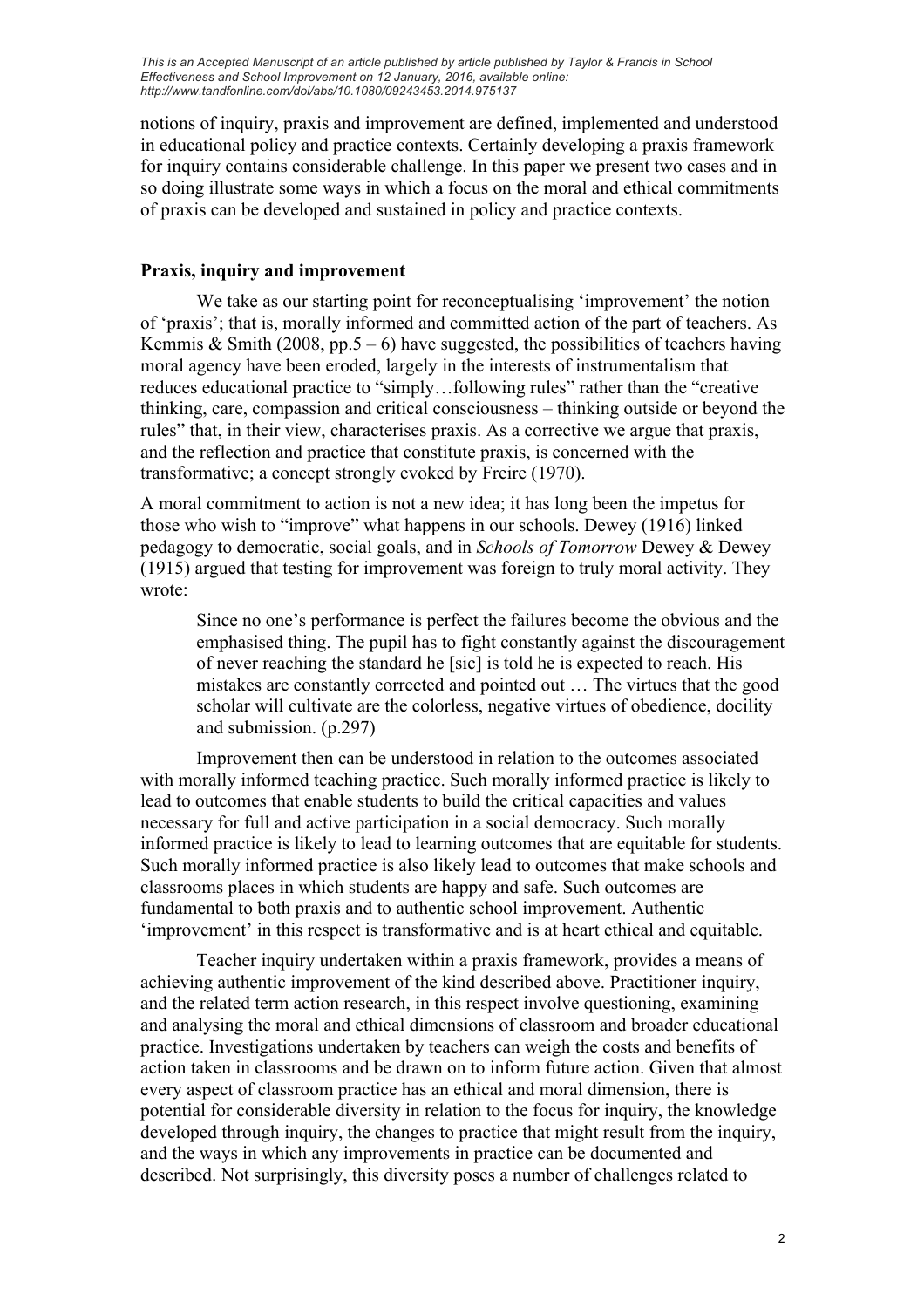notions of inquiry, praxis and improvement are defined, implemented and understood in educational policy and practice contexts. Certainly developing a praxis framework for inquiry contains considerable challenge. In this paper we present two cases and in so doing illustrate some ways in which a focus on the moral and ethical commitments of praxis can be developed and sustained in policy and practice contexts.

## Praxis, inquiry and improvement

We take as our starting point for reconceptualising 'improvement' the notion of 'praxis'; that is, morally informed and committed action of the part of teachers. As Kemmis & Smith (2008, pp.5 – 6) have suggested, the possibilities of teachers having moral agency have been eroded, largely in the interests of instrumentalism that reduces educational practice to "simply…following rules" rather than the "creative thinking, care, compassion and critical consciousness – thinking outside or beyond the rules" that, in their view, characterises praxis. As a corrective we argue that praxis, and the reflection and practice that constitute praxis, is concerned with the transformative; a concept strongly evoked by Freire (1970).

A moral commitment to action is not a new idea; it has long been the impetus for those who wish to "improve" what happens in our schools. Dewey (1916) linked pedagogy to democratic, social goals, and in *Schools of Tomorrow* Dewey & Dewey (1915) argued that testing for improvement was foreign to truly moral activity. They wrote:

> Since no one's performance is perfect the failures become the obvious and the emphasised thing. The pupil has to fight constantly against the discouragement of never reaching the standard he [sic] is told he is expected to reach. His mistakes are constantly corrected and pointed out … The virtues that the good scholar will cultivate are the colorless, negative virtues of obedience, docility and submission. (p.297)

Improvement then can be understood in relation to the outcomes associated with morally informed teaching practice. Such morally informed practice is likely to lead to outcomes that enable students to build the critical capacities and values necessary for full and active participation in a social democracy. Such morally informed practice is likely to lead to learning outcomes that are equitable for students. Such morally informed practice is also likely lead to outcomes that make schools and classrooms places in which students are happy and safe. Such outcomes are fundamental to both praxis and to authentic school improvement. Authentic 'improvement' in this respect is transformative and is at heart ethical and equitable.

Teacher inquiry undertaken within a praxis framework, provides a means of achieving authentic improvement of the kind described above. Practitioner inquiry, and the related term action research, in this respect involve questioning, examining and analysing the moral and ethical dimensions of classroom and broader educational practice. Investigations undertaken by teachers can weigh the costs and benefits of action taken in classrooms and be drawn on to inform future action. Given that almost every aspect of classroom practice has an ethical and moral dimension, there is potential for considerable diversity in relation to the focus for inquiry, the knowledge developed through inquiry, the changes to practice that might result from the inquiry, and the ways in which any improvements in practice can be documented and described. Not surprisingly, this diversity poses a number of challenges related to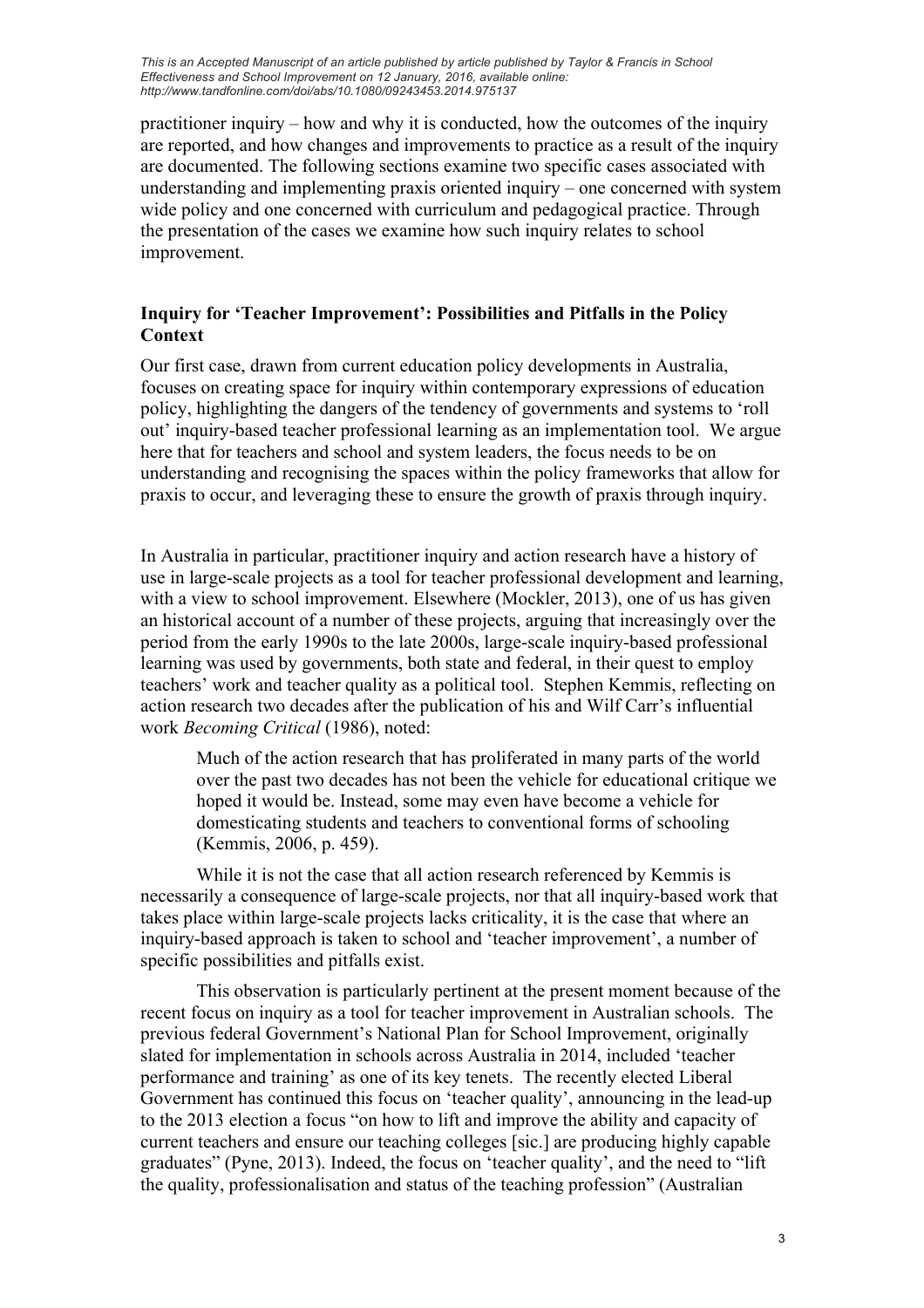practitioner inquiry – how and why it is conducted, how the outcomes of the inquiry are reported, and how changes and improvements to practice as a result of the inquiry are documented. The following sections examine two specific cases associated with understanding and implementing praxis oriented inquiry – one concerned with system wide policy and one concerned with curriculum and pedagogical practice. Through the presentation of the cases we examine how such inquiry relates to school improvement.

## Inquiry for 'Teacher Improvement': Possibilities and Pitfalls in the Policy Context

Our first case, drawn from current education policy developments in Australia, focuses on creating space for inquiry within contemporary expressions of education policy, highlighting the dangers of the tendency of governments and systems to 'roll out' inquiry-based teacher professional learning as an implementation tool. We argue here that for teachers and school and system leaders, the focus needs to be on understanding and recognising the spaces within the policy frameworks that allow for praxis to occur, and leveraging these to ensure the growth of praxis through inquiry.

In Australia in particular, practitioner inquiry and action research have a history of use in large-scale projects as a tool for teacher professional development and learning, with a view to school improvement. Elsewhere (Mockler, 2013), one of us has given an historical account of a number of these projects, arguing that increasingly over the period from the early 1990s to the late 2000s, large-scale inquiry-based professional learning was used by governments, both state and federal, in their quest to employ teachers' work and teacher quality as a political tool. Stephen Kemmis, reflecting on action research two decades after the publication of his and Wilf Carr's influential work *Becoming Critical* (1986), noted:

> Much of the action research that has proliferated in many parts of the world over the past two decades has not been the vehicle for educational critique we hoped it would be. Instead, some may even have become a vehicle for domesticating students and teachers to conventional forms of schooling (Kemmis, 2006, p. 459).

While it is not the case that all action research referenced by Kemmis is necessarily a consequence of large-scale projects, nor that all inquiry-based work that takes place within large-scale projects lacks criticality, it is the case that where an inquiry-based approach is taken to school and 'teacher improvement', a number of specific possibilities and pitfalls exist.

This observation is particularly pertinent at the present moment because of the recent focus on inquiry as a tool for teacher improvement in Australian schools. The previous federal Government's National Plan for School Improvement, originally slated for implementation in schools across Australia in 2014, included 'teacher performance and training' as one of its key tenets. The recently elected Liberal Government has continued this focus on 'teacher quality', announcing in the lead-up to the 2013 election a focus "on how to lift and improve the ability and capacity of current teachers and ensure our teaching colleges [sic.] are producing highly capable graduates" (Pyne, 2013). Indeed, the focus on 'teacher quality', and the need to "lift the quality, professionalisation and status of the teaching profession" (Australian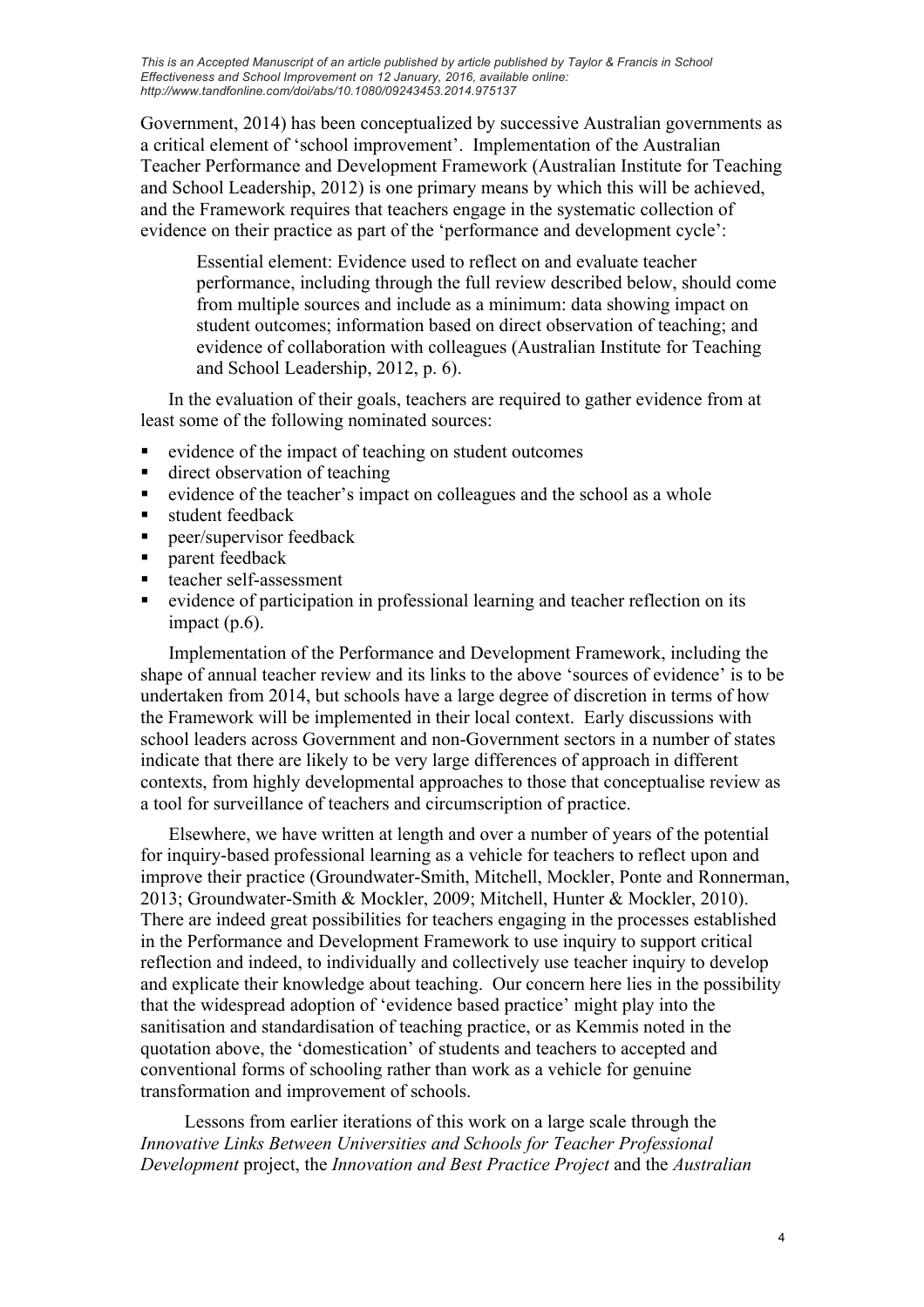Government, 2014) has been conceptualized by successive Australian governments as a critical element of 'school improvement'. Implementation of the Australian Teacher Performance and Development Framework (Australian Institute for Teaching and School Leadership, 2012) is one primary means by which this will be achieved, and the Framework requires that teachers engage in the systematic collection of evidence on their practice as part of the 'performance and development cycle':

> Essential element: Evidence used to reflect on and evaluate teacher performance, including through the full review described below, should come from multiple sources and include as a minimum: data showing impact on student outcomes; information based on direct observation of teaching; and evidence of collaboration with colleagues (Australian Institute for Teaching and School Leadership, 2012, p. 6).

In the evaluation of their goals, teachers are required to gather evidence from at least some of the following nominated sources:

- evidence of the impact of teaching on student outcomes
- direct observation of teaching
- evidence of the teacher's impact on colleagues and the school as a whole
- student feedback
- peer/supervisor feedback
- parent feedback
- teacher self-assessment
- evidence of participation in professional learning and teacher reflection on its impact (p.6).

Implementation of the Performance and Development Framework, including the shape of annual teacher review and its links to the above 'sources of evidence' is to be undertaken from 2014, but schools have a large degree of discretion in terms of how the Framework will be implemented in their local context. Early discussions with school leaders across Government and non-Government sectors in a number of states indicate that there are likely to be very large differences of approach in different contexts, from highly developmental approaches to those that conceptualise review as a tool for surveillance of teachers and circumscription of practice.

Elsewhere, we have written at length and over a number of years of the potential for inquiry-based professional learning as a vehicle for teachers to reflect upon and improve their practice (Groundwater-Smith, Mitchell, Mockler, Ponte and Ronnerman, 2013; Groundwater-Smith & Mockler, 2009; Mitchell, Hunter & Mockler, 2010). There are indeed great possibilities for teachers engaging in the processes established in the Performance and Development Framework to use inquiry to support critical reflection and indeed, to individually and collectively use teacher inquiry to develop and explicate their knowledge about teaching. Our concern here lies in the possibility that the widespread adoption of 'evidence based practice' might play into the sanitisation and standardisation of teaching practice, or as Kemmis noted in the quotation above, the 'domestication' of students and teachers to accepted and conventional forms of schooling rather than work as a vehicle for genuine transformation and improvement of schools.

Lessons from earlier iterations of this work on a large scale through the *Innovative Links Between Universities and Schools for Teacher Professional Development* project, the *Innovation and Best Practice Project* and the *Australian*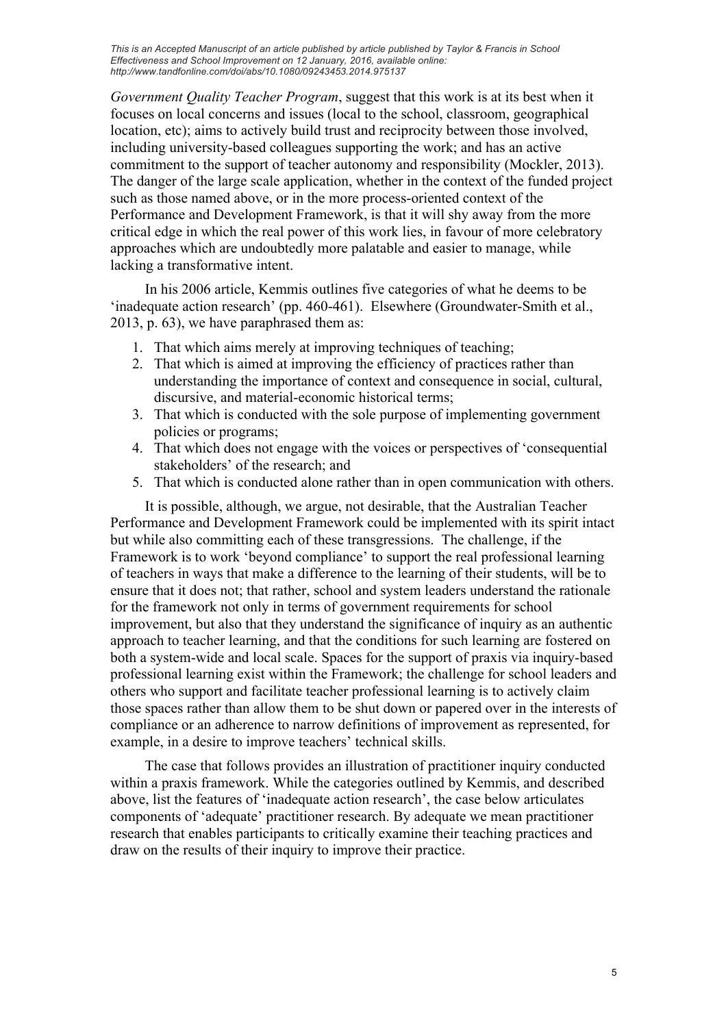*Government Quality Teacher Program*, suggest that this work is at its best when it focuses on local concerns and issues (local to the school, classroom, geographical location, etc); aims to actively build trust and reciprocity between those involved, including university-based colleagues supporting the work; and has an active commitment to the support of teacher autonomy and responsibility (Mockler, 2013). The danger of the large scale application, whether in the context of the funded project such as those named above, or in the more process-oriented context of the Performance and Development Framework, is that it will shy away from the more critical edge in which the real power of this work lies, in favour of more celebratory approaches which are undoubtedly more palatable and easier to manage, while lacking a transformative intent.

In his 2006 article, Kemmis outlines five categories of what he deems to be 'inadequate action research' (pp. 460-461). Elsewhere (Groundwater-Smith et al., 2013, p. 63), we have paraphrased them as:

1. That which aims merely at improving techniques of teaching;
2. That which is aimed at improving the efficiency of practices rather than understanding the importance of context and consequence in social, cultural, discursive, and material-economic historical terms;
3. That which is conducted with the sole purpose of implementing government policies or programs;
4. That which does not engage with the voices or perspectives of 'consequential stakeholders' of the research; and
5. That which is conducted alone rather than in open communication with others.

It is possible, although, we argue, not desirable, that the Australian Teacher Performance and Development Framework could be implemented with its spirit intact but while also committing each of these transgressions. The challenge, if the Framework is to work 'beyond compliance' to support the real professional learning of teachers in ways that make a difference to the learning of their students, will be to ensure that it does not; that rather, school and system leaders understand the rationale for the framework not only in terms of government requirements for school improvement, but also that they understand the significance of inquiry as an authentic approach to teacher learning, and that the conditions for such learning are fostered on both a system-wide and local scale. Spaces for the support of praxis via inquiry-based professional learning exist within the Framework; the challenge for school leaders and others who support and facilitate teacher professional learning is to actively claim those spaces rather than allow them to be shut down or papered over in the interests of compliance or an adherence to narrow definitions of improvement as represented, for example, in a desire to improve teachers' technical skills.

The case that follows provides an illustration of practitioner inquiry conducted within a praxis framework. While the categories outlined by Kemmis, and described above, list the features of 'inadequate action research', the case below articulates components of 'adequate' practitioner research. By adequate we mean practitioner research that enables participants to critically examine their teaching practices and draw on the results of their inquiry to improve their practice.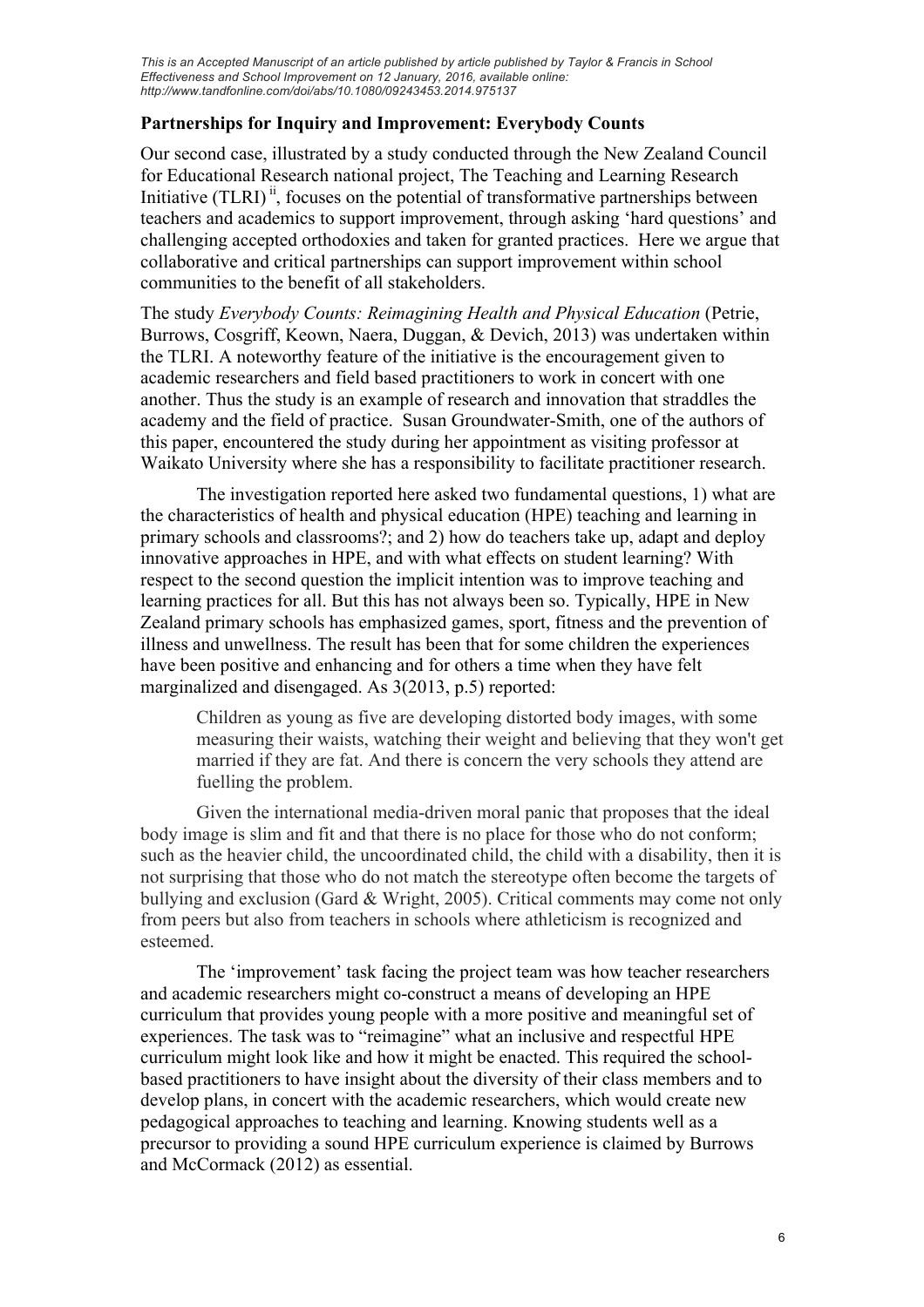*This is an Accepted Manuscript of an article published by article published by Taylor & Francis in School Effectiveness and School Improvement on 12 January, 2016, available online: http://www.tandfonline.com/doi/abs/10.1080/09243453.2014.975137*

## Partnerships for Inquiry and Improvement: Everybody Counts

Our second case, illustrated by a study conducted through the New Zealand Council for Educational Research national project, The Teaching and Learning Research Initiative (TLRI) [ii], focuses on the potential of transformative partnerships between teachers and academics to support improvement, through asking 'hard questions' and challenging accepted orthodoxies and taken for granted practices. Here we argue that collaborative and critical partnerships can support improvement within school communities to the benefit of all stakeholders.

The study *Everybody Counts: Reimagining Health and Physical Education* (Petrie, Burrows, Cosgriff, Keown, Naera, Duggan, & Devich, 2013) was undertaken within the TLRI. A noteworthy feature of the initiative is the encouragement given to academic researchers and field based practitioners to work in concert with one another. Thus the study is an example of research and innovation that straddles the academy and the field of practice. Susan Groundwater-Smith, one of the authors of this paper, encountered the study during her appointment as visiting professor at Waikato University where she has a responsibility to facilitate practitioner research.

The investigation reported here asked two fundamental questions, 1) what are the characteristics of health and physical education (HPE) teaching and learning in primary schools and classrooms?; and 2) how do teachers take up, adapt and deploy innovative approaches in HPE, and with what effects on student learning? With respect to the second question the implicit intention was to improve teaching and learning practices for all. But this has not always been so. Typically, HPE in New Zealand primary schools has emphasized games, sport, fitness and the prevention of illness and unwellness. The result has been that for some children the experiences have been positive and enhancing and for others a time when they have felt marginalized and disengaged. As 3(2013, p.5) reported:

> Children as young as five are developing distorted body images, with some measuring their waists, watching their weight and believing that they won't get married if they are fat. And there is concern the very schools they attend are fuelling the problem.

Given the international media-driven moral panic that proposes that the ideal body image is slim and fit and that there is no place for those who do not conform; such as the heavier child, the uncoordinated child, the child with a disability, then it is not surprising that those who do not match the stereotype often become the targets of bullying and exclusion (Gard & Wright, 2005). Critical comments may come not only from peers but also from teachers in schools where athleticism is recognized and esteemed.

The 'improvement' task facing the project team was how teacher researchers and academic researchers might co-construct a means of developing an HPE curriculum that provides young people with a more positive and meaningful set of experiences. The task was to "reimagine" what an inclusive and respectful HPE curriculum might look like and how it might be enacted. This required the school-based practitioners to have insight about the diversity of their class members and to develop plans, in concert with the academic researchers, which would create new pedagogical approaches to teaching and learning. Knowing students well as a precursor to providing a sound HPE curriculum experience is claimed by Burrows and McCormack (2012) as essential.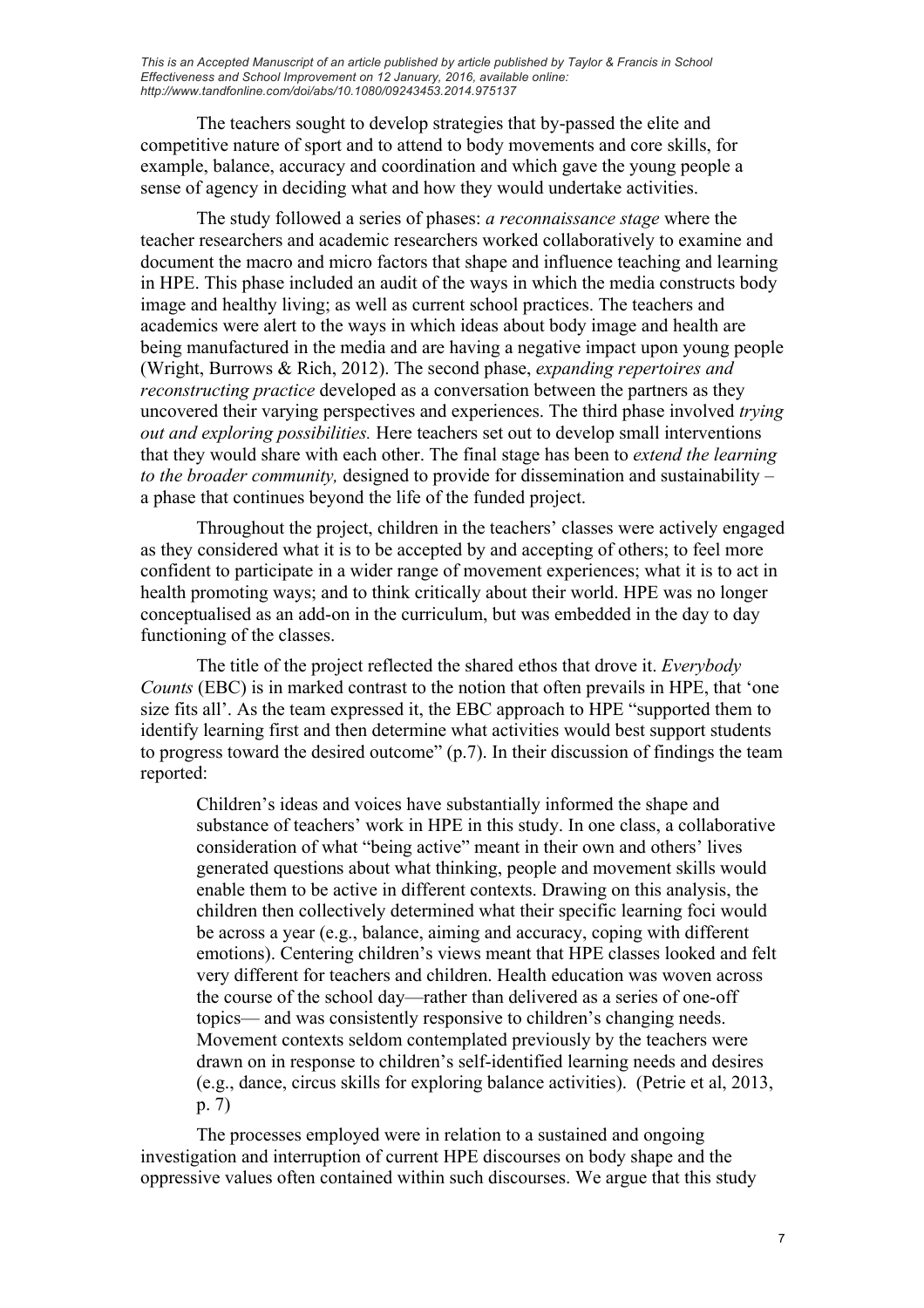The teachers sought to develop strategies that by-passed the elite and competitive nature of sport and to attend to body movements and core skills, for example, balance, accuracy and coordination and which gave the young people a sense of agency in deciding what and how they would undertake activities.

The study followed a series of phases: *a reconnaissance stage* where the teacher researchers and academic researchers worked collaboratively to examine and document the macro and micro factors that shape and influence teaching and learning in HPE. This phase included an audit of the ways in which the media constructs body image and healthy living; as well as current school practices. The teachers and academics were alert to the ways in which ideas about body image and health are being manufactured in the media and are having a negative impact upon young people (Wright, Burrows & Rich, 2012). The second phase, *expanding repertoires and reconstructing practice* developed as a conversation between the partners as they uncovered their varying perspectives and experiences. The third phase involved *trying out and exploring possibilities.* Here teachers set out to develop small interventions that they would share with each other. The final stage has been to *extend the learning to the broader community,* designed to provide for dissemination and sustainability – a phase that continues beyond the life of the funded project.

Throughout the project, children in the teachers' classes were actively engaged as they considered what it is to be accepted by and accepting of others; to feel more confident to participate in a wider range of movement experiences; what it is to act in health promoting ways; and to think critically about their world. HPE was no longer conceptualised as an add-on in the curriculum, but was embedded in the day to day functioning of the classes.

The title of the project reflected the shared ethos that drove it. *Everybody Counts* (EBC) is in marked contrast to the notion that often prevails in HPE, that 'one size fits all'. As the team expressed it, the EBC approach to HPE "supported them to identify learning first and then determine what activities would best support students to progress toward the desired outcome" (p.7). In their discussion of findings the team reported:

> Children's ideas and voices have substantially informed the shape and substance of teachers' work in HPE in this study. In one class, a collaborative consideration of what "being active" meant in their own and others' lives generated questions about what thinking, people and movement skills would enable them to be active in different contexts. Drawing on this analysis, the children then collectively determined what their specific learning foci would be across a year (e.g., balance, aiming and accuracy, coping with different emotions). Centering children's views meant that HPE classes looked and felt very different for teachers and children. Health education was woven across the course of the school day—rather than delivered as a series of one-off topics— and was consistently responsive to children's changing needs. Movement contexts seldom contemplated previously by the teachers were drawn on in response to children's self-identified learning needs and desires (e.g., dance, circus skills for exploring balance activities). (Petrie et al, 2013, p. 7)

The processes employed were in relation to a sustained and ongoing investigation and interruption of current HPE discourses on body shape and the oppressive values often contained within such discourses. We argue that this study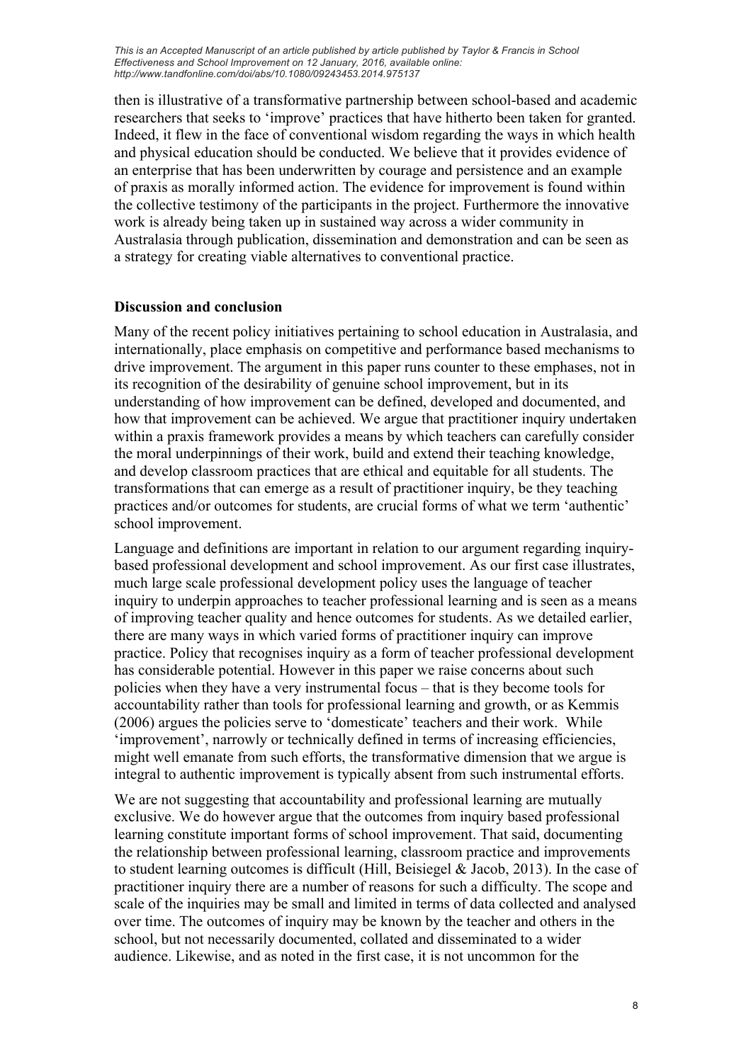then is illustrative of a transformative partnership between school-based and academic researchers that seeks to 'improve' practices that have hitherto been taken for granted. Indeed, it flew in the face of conventional wisdom regarding the ways in which health and physical education should be conducted. We believe that it provides evidence of an enterprise that has been underwritten by courage and persistence and an example of praxis as morally informed action. The evidence for improvement is found within the collective testimony of the participants in the project. Furthermore the innovative work is already being taken up in sustained way across a wider community in Australasia through publication, dissemination and demonstration and can be seen as a strategy for creating viable alternatives to conventional practice.

## Discussion and conclusion

Many of the recent policy initiatives pertaining to school education in Australasia, and internationally, place emphasis on competitive and performance based mechanisms to drive improvement. The argument in this paper runs counter to these emphases, not in its recognition of the desirability of genuine school improvement, but in its understanding of how improvement can be defined, developed and documented, and how that improvement can be achieved. We argue that practitioner inquiry undertaken within a praxis framework provides a means by which teachers can carefully consider the moral underpinnings of their work, build and extend their teaching knowledge, and develop classroom practices that are ethical and equitable for all students. The transformations that can emerge as a result of practitioner inquiry, be they teaching practices and/or outcomes for students, are crucial forms of what we term 'authentic' school improvement.

Language and definitions are important in relation to our argument regarding inquiry-based professional development and school improvement. As our first case illustrates, much large scale professional development policy uses the language of teacher inquiry to underpin approaches to teacher professional learning and is seen as a means of improving teacher quality and hence outcomes for students. As we detailed earlier, there are many ways in which varied forms of practitioner inquiry can improve practice. Policy that recognises inquiry as a form of teacher professional development has considerable potential. However in this paper we raise concerns about such policies when they have a very instrumental focus – that is they become tools for accountability rather than tools for professional learning and growth, or as Kemmis (2006) argues the policies serve to 'domesticate' teachers and their work. While 'improvement', narrowly or technically defined in terms of increasing efficiencies, might well emanate from such efforts, the transformative dimension that we argue is integral to authentic improvement is typically absent from such instrumental efforts.

We are not suggesting that accountability and professional learning are mutually exclusive. We do however argue that the outcomes from inquiry based professional learning constitute important forms of school improvement. That said, documenting the relationship between professional learning, classroom practice and improvements to student learning outcomes is difficult (Hill, Beisiegel & Jacob, 2013). In the case of practitioner inquiry there are a number of reasons for such a difficulty. The scope and scale of the inquiries may be small and limited in terms of data collected and analysed over time. The outcomes of inquiry may be known by the teacher and others in the school, but not necessarily documented, collated and disseminated to a wider audience. Likewise, and as noted in the first case, it is not uncommon for the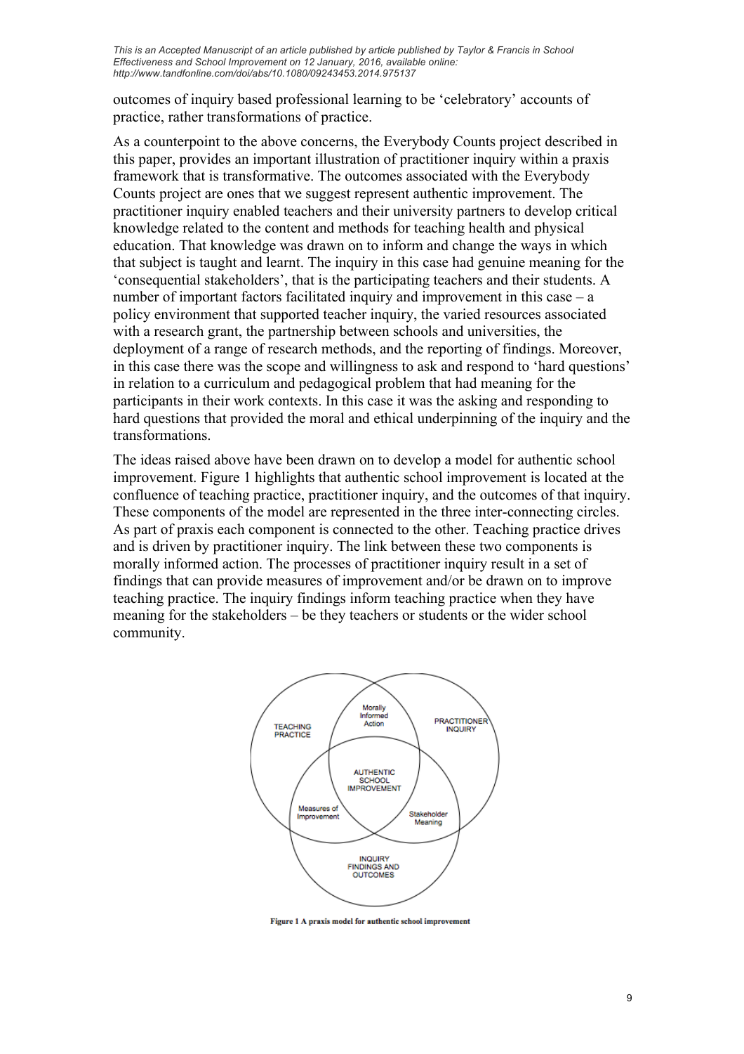outcomes of inquiry based professional learning to be 'celebratory' accounts of practice, rather transformations of practice.

As a counterpoint to the above concerns, the Everybody Counts project described in this paper, provides an important illustration of practitioner inquiry within a praxis framework that is transformative. The outcomes associated with the Everybody Counts project are ones that we suggest represent authentic improvement. The practitioner inquiry enabled teachers and their university partners to develop critical knowledge related to the content and methods for teaching health and physical education. That knowledge was drawn on to inform and change the ways in which that subject is taught and learnt. The inquiry in this case had genuine meaning for the 'consequential stakeholders', that is the participating teachers and their students. A number of important factors facilitated inquiry and improvement in this case – a policy environment that supported teacher inquiry, the varied resources associated with a research grant, the partnership between schools and universities, the deployment of a range of research methods, and the reporting of findings. Moreover, in this case there was the scope and willingness to ask and respond to 'hard questions' in relation to a curriculum and pedagogical problem that had meaning for the participants in their work contexts. In this case it was the asking and responding to hard questions that provided the moral and ethical underpinning of the inquiry and the transformations.

The ideas raised above have been drawn on to develop a model for authentic school improvement. Figure 1 highlights that authentic school improvement is located at the confluence of teaching practice, practitioner inquiry, and the outcomes of that inquiry. These components of the model are represented in the three inter-connecting circles. As part of praxis each component is connected to the other. Teaching practice drives and is driven by practitioner inquiry. The link between these two components is morally informed action. The processes of practitioner inquiry result in a set of findings that can provide measures of improvement and/or be drawn on to improve teaching practice. The inquiry findings inform teaching practice when they have meaning for the stakeholders – be they teachers or students or the wider school community.

TEACHING PRACTICE

Morally Informed Action

PRACTITIONER INQUIRY

AUTHENTIC SCHOOL IMPROVEMENT

Measures of Improvement

Stakeholder Meaning

INQUIRY FINDINGS AND OUTCOMES

**Figure 1 A praxis model for authentic school improvement**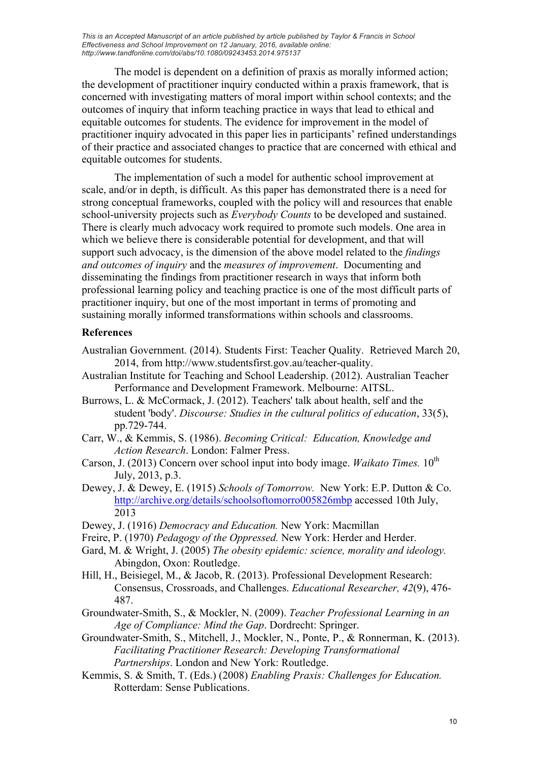The model is dependent on a definition of praxis as morally informed action; the development of practitioner inquiry conducted within a praxis framework, that is concerned with investigating matters of moral import within school contexts; and the outcomes of inquiry that inform teaching practice in ways that lead to ethical and equitable outcomes for students. The evidence for improvement in the model of practitioner inquiry advocated in this paper lies in participants' refined understandings of their practice and associated changes to practice that are concerned with ethical and equitable outcomes for students.

The implementation of such a model for authentic school improvement at scale, and/or in depth, is difficult. As this paper has demonstrated there is a need for strong conceptual frameworks, coupled with the policy will and resources that enable school-university projects such as *Everybody Counts* to be developed and sustained. There is clearly much advocacy work required to promote such models. One area in which we believe there is considerable potential for development, and that will support such advocacy, is the dimension of the above model related to the *findings and outcomes of inquiry* and the *measures of improvement*. Documenting and disseminating the findings from practitioner research in ways that inform both professional learning policy and teaching practice is one of the most difficult parts of practitioner inquiry, but one of the most important in terms of promoting and sustaining morally informed transformations within schools and classrooms.

## References

Australian Government. (2014). Students First: Teacher Quality. Retrieved March 20, 2014, from http://www.studentsfirst.gov.au/teacher-quality.

Australian Institute for Teaching and School Leadership. (2012). Australian Teacher Performance and Development Framework. Melbourne: AITSL.

Burrows, L. & McCormack, J. (2012). Teachers' talk about health, self and the student 'body'. *Discourse: Studies in the cultural politics of education*, 33(5), pp.729-744.

Carr, W., & Kemmis, S. (1986). *Becoming Critical: Education, Knowledge and Action Research*. London: Falmer Press.

Carson, J. (2013) Concern over school input into body image. *Waikato Times.* 10th July, 2013, p.3.

Dewey, J. & Dewey, E. (1915) *Schools of Tomorrow.* New York: E.P. Dutton & Co. http://archive.org/details/schoolsoftomorro005826mbp accessed 10th July, 2013

Dewey, J. (1916) *Democracy and Education.* New York: Macmillan

Freire, P. (1970) *Pedagogy of the Oppressed.* New York: Herder and Herder.

Gard, M. & Wright, J. (2005) *The obesity epidemic: science, morality and ideology.* Abingdon, Oxon: Routledge.

Hill, H., Beisiegel, M., & Jacob, R. (2013). Professional Development Research: Consensus, Crossroads, and Challenges. *Educational Researcher, 42*(9), 476-487.

Groundwater-Smith, S., & Mockler, N. (2009). *Teacher Professional Learning in an Age of Compliance: Mind the Gap*. Dordrecht: Springer.

Groundwater-Smith, S., Mitchell, J., Mockler, N., Ponte, P., & Ronnerman, K. (2013). *Facilitating Practitioner Research: Developing Transformational Partnerships*. London and New York: Routledge.

Kemmis, S. & Smith, T. (Eds.) (2008) *Enabling Praxis: Challenges for Education.* Rotterdam: Sense Publications.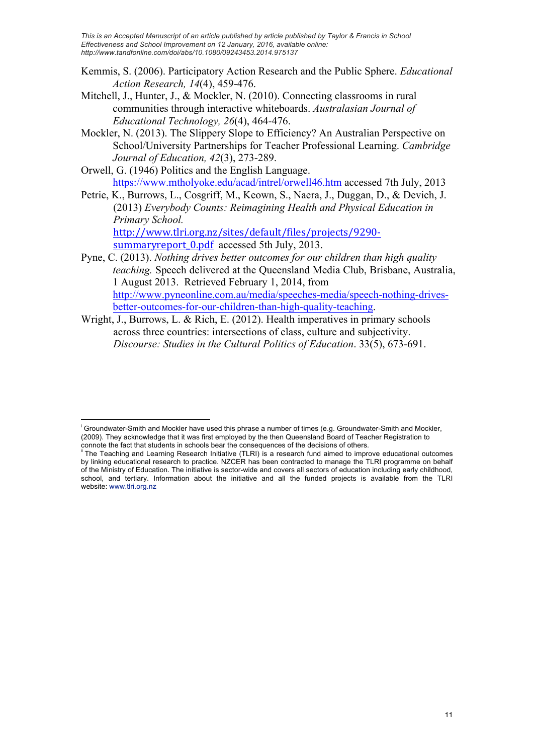Kemmis, S. (2006). Participatory Action Research and the Public Sphere. *Educational Action Research, 14*(4), 459-476.

Mitchell, J., Hunter, J., & Mockler, N. (2010). Connecting classrooms in rural communities through interactive whiteboards. *Australasian Journal of Educational Technology, 26*(4), 464-476.

Mockler, N. (2013). The Slippery Slope to Efficiency? An Australian Perspective on School/University Partnerships for Teacher Professional Learning. *Cambridge Journal of Education, 42*(3), 273-289.

Orwell, G. (1946) Politics and the English Language. https://www.mtholyoke.edu/acad/intrel/orwell46.htm accessed 7th July, 2013

Petrie, K., Burrows, L., Cosgriff, M., Keown, S., Naera, J., Duggan, D., & Devich, J. (2013) *Everybody Counts: Reimagining Health and Physical Education in Primary School.* http://www.tlri.org.nz/sites/default/files/projects/9290-summaryreport_0.pdf accessed 5th July, 2013.

Pyne, C. (2013). *Nothing drives better outcomes for our children than high quality teaching.* Speech delivered at the Queensland Media Club, Brisbane, Australia, 1 August 2013. Retrieved February 1, 2014, from http://www.pyneonline.com.au/media/speeches-media/speech-nothing-drives-better-outcomes-for-our-children-than-high-quality-teaching.

Wright, J., Burrows, L. & Rich, E. (2012). Health imperatives in primary schools across three countries: intersections of class, culture and subjectivity. *Discourse: Studies in the Cultural Politics of Education*. 33(5), 673-691.

---

[i] Groundwater-Smith and Mockler have used this phrase a number of times (e.g. Groundwater-Smith and Mockler, (2009). They acknowledge that it was first employed by the then Queensland Board of Teacher Registration to connote the fact that students in schools bear the consequences of the decisions of others.

[ii] The Teaching and Learning Research Initiative (TLRI) is a research fund aimed to improve educational outcomes by linking educational research to practice. NZCER has been contracted to manage the TLRI programme on behalf of the Ministry of Education. The initiative is sector-wide and covers all sectors of education including early childhood, school, and tertiary. Information about the initiative and all the funded projects is available from the TLRI website: www.tlri.org.nz